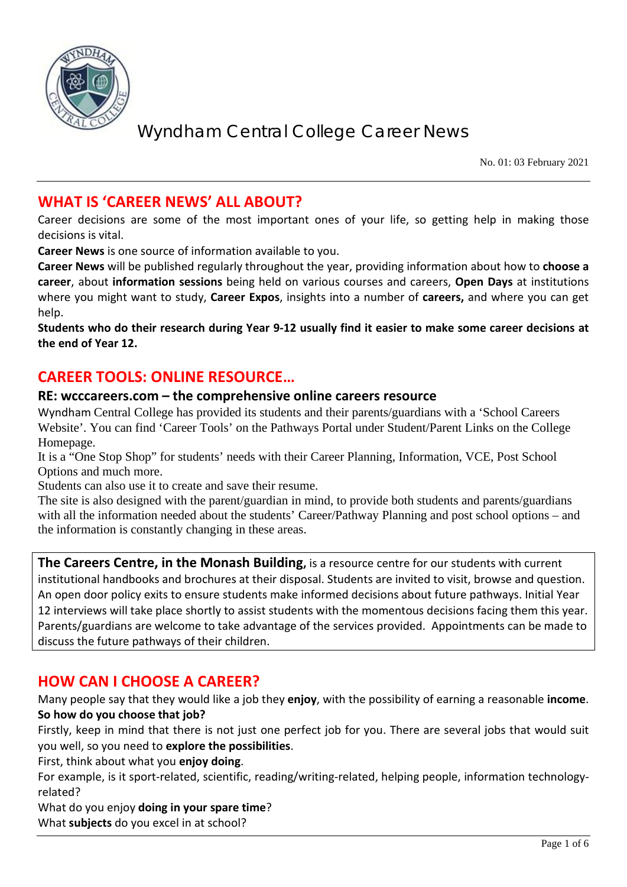# Wyndham Central College Career News

No. 01: 03 February 2021

## WHAT IS 'CAREER NEWS' ALL ABOUT?

Career decisions are some of the most important ones of your life, so getting help in making those decisions is vital.

**Career News** is one source of information available to you.

**Career News** will be published regularly throughout the year, providing information about how to **choose a career**, about **information sessions** being held on various courses and careers, **Open Days** at institutions where you might want to study, **Career Expos**, insights into a number of **careers,** and where you can get help.

**Students who do their research during Year 9-12 usually find it easier to make some career decisions at the end of Year 12.**

## CAREER TOOLS: ONLINE RESOURCE…

### RE: wcccareers.com – the comprehensive online careers resource

Wyndham Central College has provided its students and their parents/guardians with a 'School Careers Website'. You can find 'Career Tools' on the Pathways Portal under Student/Parent Links on the College Homepage.

It is a "One Stop Shop" for students' needs with their Career Planning, Information, VCE, Post School Options and much more.

Students can also use it to create and save their resume.

The site is also designed with the parent/guardian in mind, to provide both students and parents/guardians with all the information needed about the students' Career/Pathway Planning and post school options – and the information is constantly changing in these areas.

**The Careers Centre, in the Monash Building,** is a resource centre for our students with current institutional handbooks and brochures at their disposal. Students are invited to visit, browse and question. An open door policy exits to ensure students make informed decisions about future pathways. Initial Year 12 interviews will take place shortly to assist students with the momentous decisions facing them this year. Parents/guardians are welcome to take advantage of the services provided. Appointments can be made to discuss the future pathways of their children.

## HOW CAN I CHOOSE A CAREER?

Many people say that they would like a job they **enjoy**, with the possibility of earning a reasonable **income**.

**So how do you choose that job?**

Firstly, keep in mind that there is not just one perfect job for you. There are several jobs that would suit you well, so you need to **explore the possibilities**.

First, think about what you **enjoy doing**.

For example, is it sport-related, scientific, reading/writing-related, helping people, information technology-related?

What do you enjoy **doing in your spare time**?

What **subjects** do you excel in at school?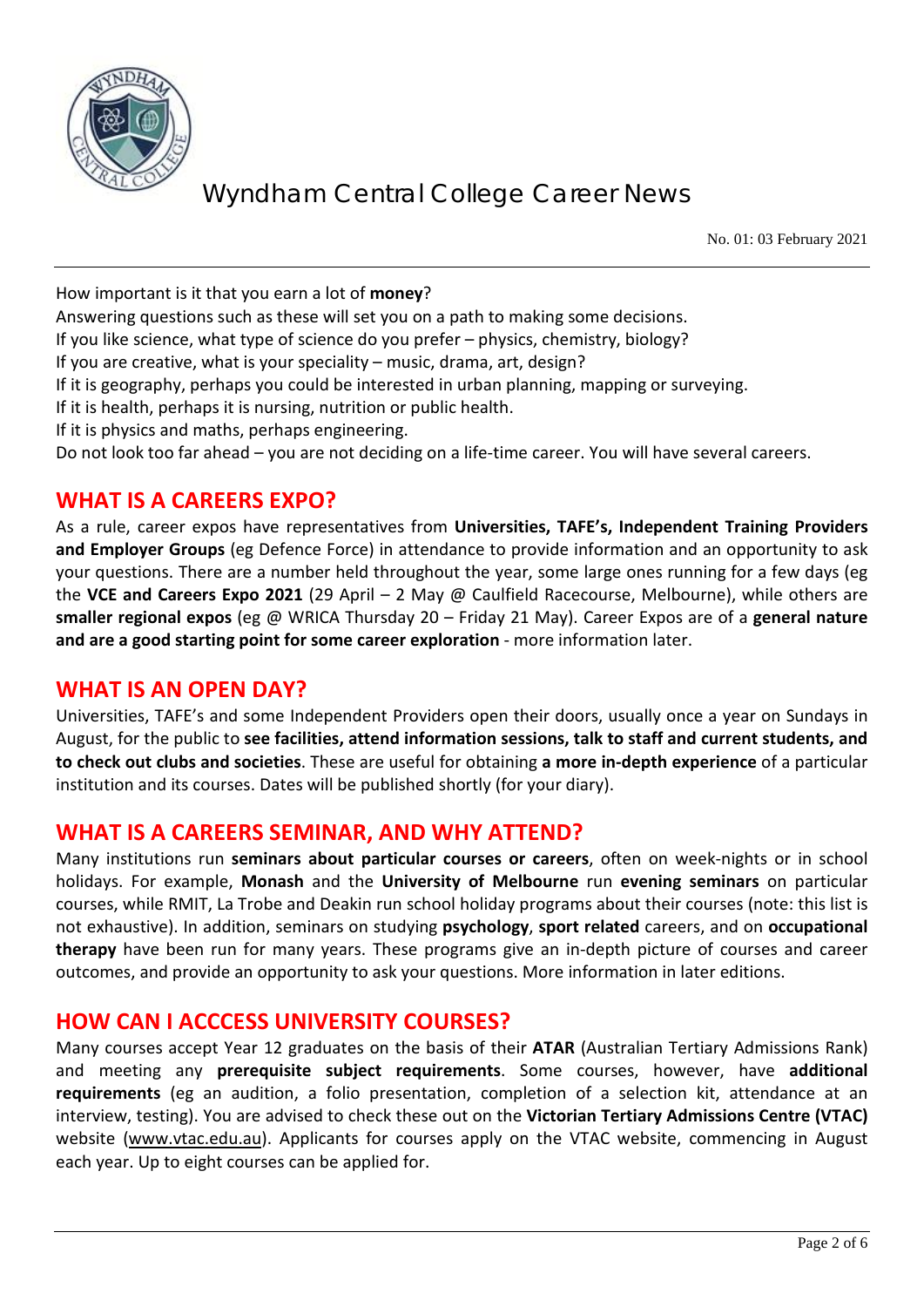How important is it that you earn a lot of **money**?

Answering questions such as these will set you on a path to making some decisions.

If you like science, what type of science do you prefer – physics, chemistry, biology?

If you are creative, what is your speciality – music, drama, art, design?

If it is geography, perhaps you could be interested in urban planning, mapping or surveying.

If it is health, perhaps it is nursing, nutrition or public health.

If it is physics and maths, perhaps engineering.

Do not look too far ahead – you are not deciding on a life-time career. You will have several careers.

## WHAT IS A CAREERS EXPO?

As a rule, career expos have representatives from **Universities, TAFE's, Independent Training Providers and Employer Groups** (eg Defence Force) in attendance to provide information and an opportunity to ask your questions. There are a number held throughout the year, some large ones running for a few days (eg the **VCE and Careers Expo 2021** (29 April – 2 May @ Caulfield Racecourse, Melbourne), while others are **smaller regional expos** (eg @ WRICA Thursday 20 – Friday 21 May). Career Expos are of a **general nature and are a good starting point for some career exploration** - more information later.

## WHAT IS AN OPEN DAY?

Universities, TAFE's and some Independent Providers open their doors, usually once a year on Sundays in August, for the public to **see facilities, attend information sessions, talk to staff and current students, and to check out clubs and societies**. These are useful for obtaining **a more in-depth experience** of a particular institution and its courses. Dates will be published shortly (for your diary).

## WHAT IS A CAREERS SEMINAR, AND WHY ATTEND?

Many institutions run **seminars about particular courses or careers**, often on week-nights or in school holidays. For example, **Monash** and the **University of Melbourne** run **evening seminars** on particular courses, while RMIT, La Trobe and Deakin run school holiday programs about their courses (note: this list is not exhaustive). In addition, seminars on studying **psychology**, **sport related** careers, and on **occupational therapy** have been run for many years. These programs give an in-depth picture of courses and career outcomes, and provide an opportunity to ask your questions. More information in later editions.

## HOW CAN I ACCCESS UNIVERSITY COURSES?

Many courses accept Year 12 graduates on the basis of their **ATAR** (Australian Tertiary Admissions Rank) and meeting any **prerequisite subject requirements**. Some courses, however, have **additional requirements** (eg an audition, a folio presentation, completion of a selection kit, attendance at an interview, testing). You are advised to check these out on the **Victorian Tertiary Admissions Centre (VTAC)** website (www.vtac.edu.au). Applicants for courses apply on the VTAC website, commencing in August each year. Up to eight courses can be applied for.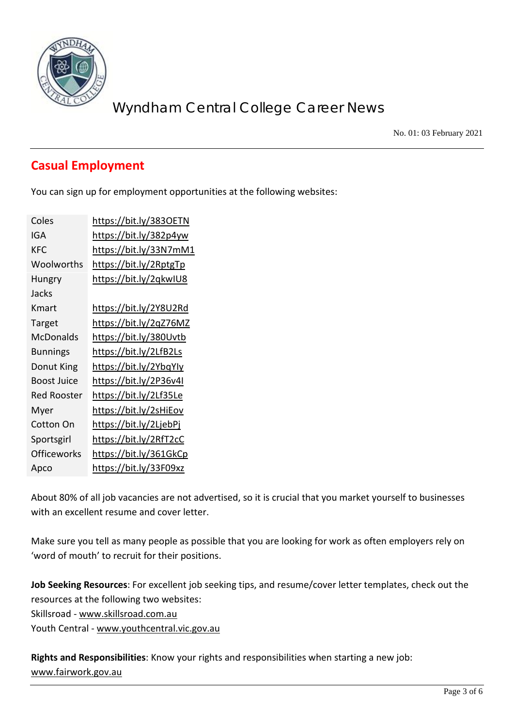## Casual Employment

You can sign up for employment opportunities at the following websites:

| | |
|---|---|
| Coles | https://bit.ly/383OETN |
| IGA | https://bit.ly/382p4yw |
| KFC | https://bit.ly/33N7mM1 |
| Woolworths | https://bit.ly/2RptgTp |
| Hungry Jacks | https://bit.ly/2qkwIU8 |
| Kmart | https://bit.ly/2Y8U2Rd |
| Target | https://bit.ly/2qZ76MZ |
| McDonalds | https://bit.ly/380Uvtb |
| Bunnings | https://bit.ly/2LfB2Ls |
| Donut King | https://bit.ly/2YbqYIy |
| Boost Juice | https://bit.ly/2P36v4I |
| Red Rooster | https://bit.ly/2Lf35Le |
| Myer | https://bit.ly/2sHiEov |
| Cotton On | https://bit.ly/2LjebPj |
| Sportsgirl | https://bit.ly/2RfT2cC |
| Officeworks | https://bit.ly/361GkCp |
| Apco | https://bit.ly/33F09xz |

About 80% of all job vacancies are not advertised, so it is crucial that you market yourself to businesses with an excellent resume and cover letter.

Make sure you tell as many people as possible that you are looking for work as often employers rely on 'word of mouth' to recruit for their positions.

**Job Seeking Resources**: For excellent job seeking tips, and resume/cover letter templates, check out the resources at the following two websites:
Skillsroad - www.skillsroad.com.au
Youth Central - www.youthcentral.vic.gov.au

**Rights and Responsibilities**: Know your rights and responsibilities when starting a new job: www.fairwork.gov.au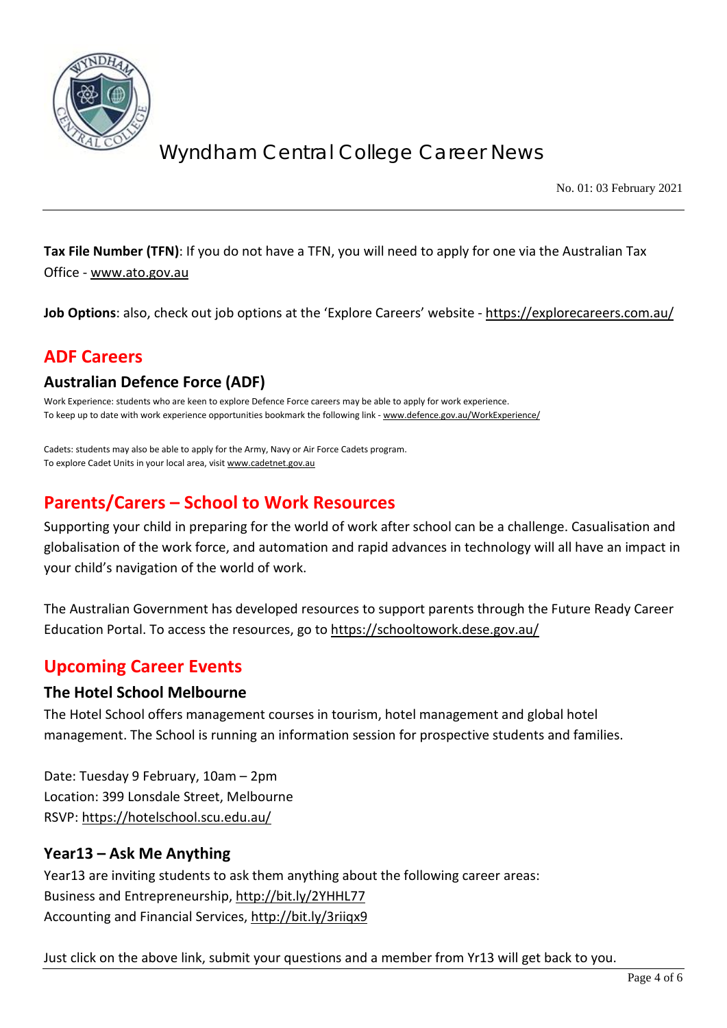**Tax File Number (TFN)**: If you do not have a TFN, you will need to apply for one via the Australian Tax Office - www.ato.gov.au

**Job Options**: also, check out job options at the 'Explore Careers' website - https://explorecareers.com.au/

## ADF Careers

### Australian Defence Force (ADF)

Work Experience: students who are keen to explore Defence Force careers may be able to apply for work experience.
To keep up to date with work experience opportunities bookmark the following link - www.defence.gov.au/WorkExperience/

Cadets: students may also be able to apply for the Army, Navy or Air Force Cadets program.
To explore Cadet Units in your local area, visit www.cadetnet.gov.au

## Parents/Carers – School to Work Resources

Supporting your child in preparing for the world of work after school can be a challenge. Casualisation and globalisation of the work force, and automation and rapid advances in technology will all have an impact in your child's navigation of the world of work.

The Australian Government has developed resources to support parents through the Future Ready Career Education Portal. To access the resources, go to https://schooltowork.dese.gov.au/

## Upcoming Career Events

### The Hotel School Melbourne

The Hotel School offers management courses in tourism, hotel management and global hotel management. The School is running an information session for prospective students and families.

Date: Tuesday 9 February, 10am – 2pm
Location: 399 Lonsdale Street, Melbourne
RSVP: https://hotelschool.scu.edu.au/

### Year13 – Ask Me Anything

Year13 are inviting students to ask them anything about the following career areas:
Business and Entrepreneurship, http://bit.ly/2YHHL77
Accounting and Financial Services, http://bit.ly/3riiqx9

Just click on the above link, submit your questions and a member from Yr13 will get back to you.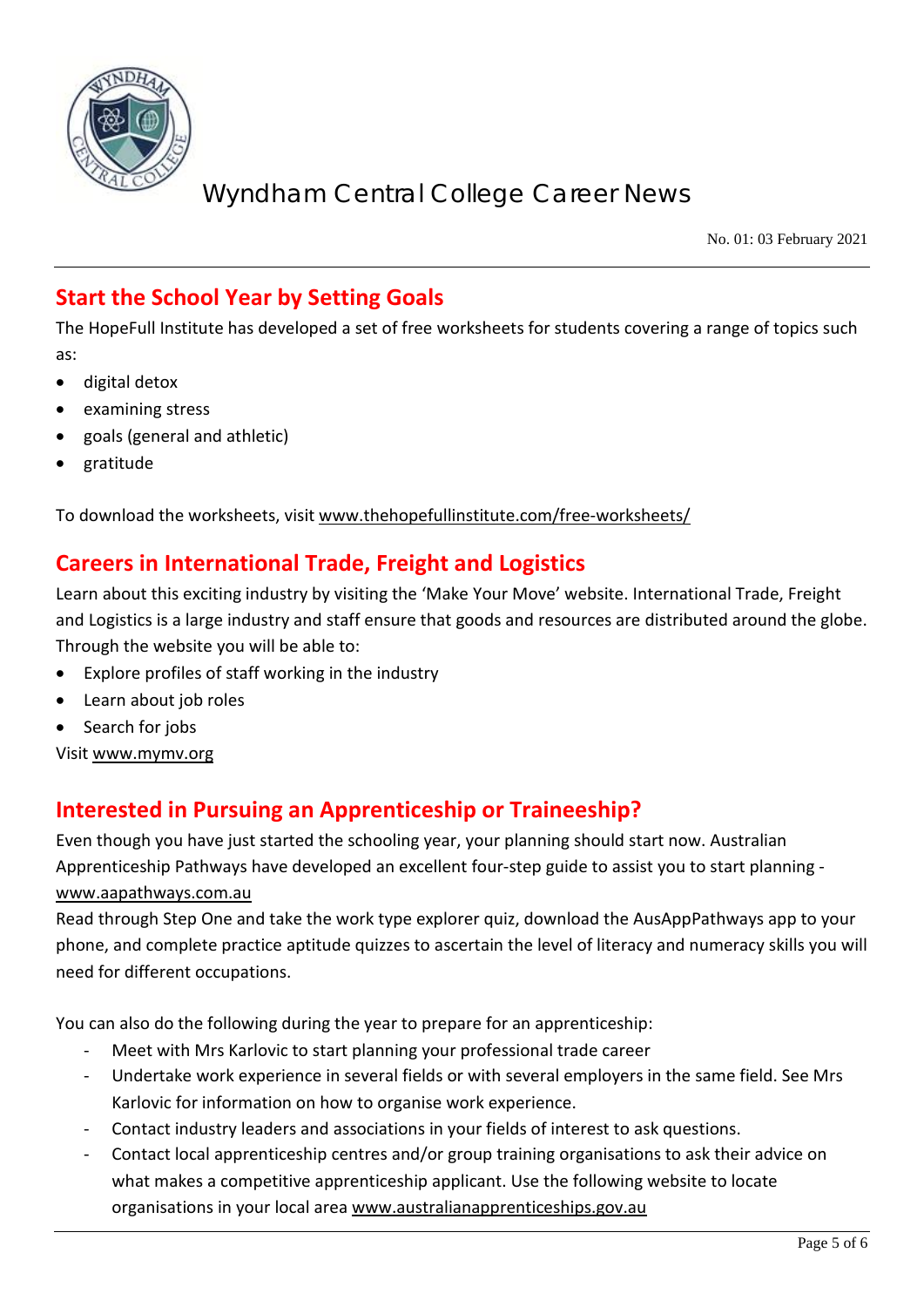# Wyndham Central College Career News

No. 01: 03 February 2021

## Start the School Year by Setting Goals

The HopeFull Institute has developed a set of free worksheets for students covering a range of topics such as:

- digital detox
- examining stress
- goals (general and athletic)
- gratitude

To download the worksheets, visit www.thehopefullinstitute.com/free-worksheets/

## Careers in International Trade, Freight and Logistics

Learn about this exciting industry by visiting the 'Make Your Move' website. International Trade, Freight and Logistics is a large industry and staff ensure that goods and resources are distributed around the globe. Through the website you will be able to:

- Explore profiles of staff working in the industry
- Learn about job roles
- Search for jobs

Visit www.mymv.org

## Interested in Pursuing an Apprenticeship or Traineeship?

Even though you have just started the schooling year, your planning should start now. Australian Apprenticeship Pathways have developed an excellent four-step guide to assist you to start planning - www.aapathways.com.au

Read through Step One and take the work type explorer quiz, download the AusAppPathways app to your phone, and complete practice aptitude quizzes to ascertain the level of literacy and numeracy skills you will need for different occupations.

You can also do the following during the year to prepare for an apprenticeship:

- Meet with Mrs Karlovic to start planning your professional trade career
- Undertake work experience in several fields or with several employers in the same field. See Mrs Karlovic for information on how to organise work experience.
- Contact industry leaders and associations in your fields of interest to ask questions.
- Contact local apprenticeship centres and/or group training organisations to ask their advice on what makes a competitive apprenticeship applicant. Use the following website to locate organisations in your local area www.australianapprenticeships.gov.au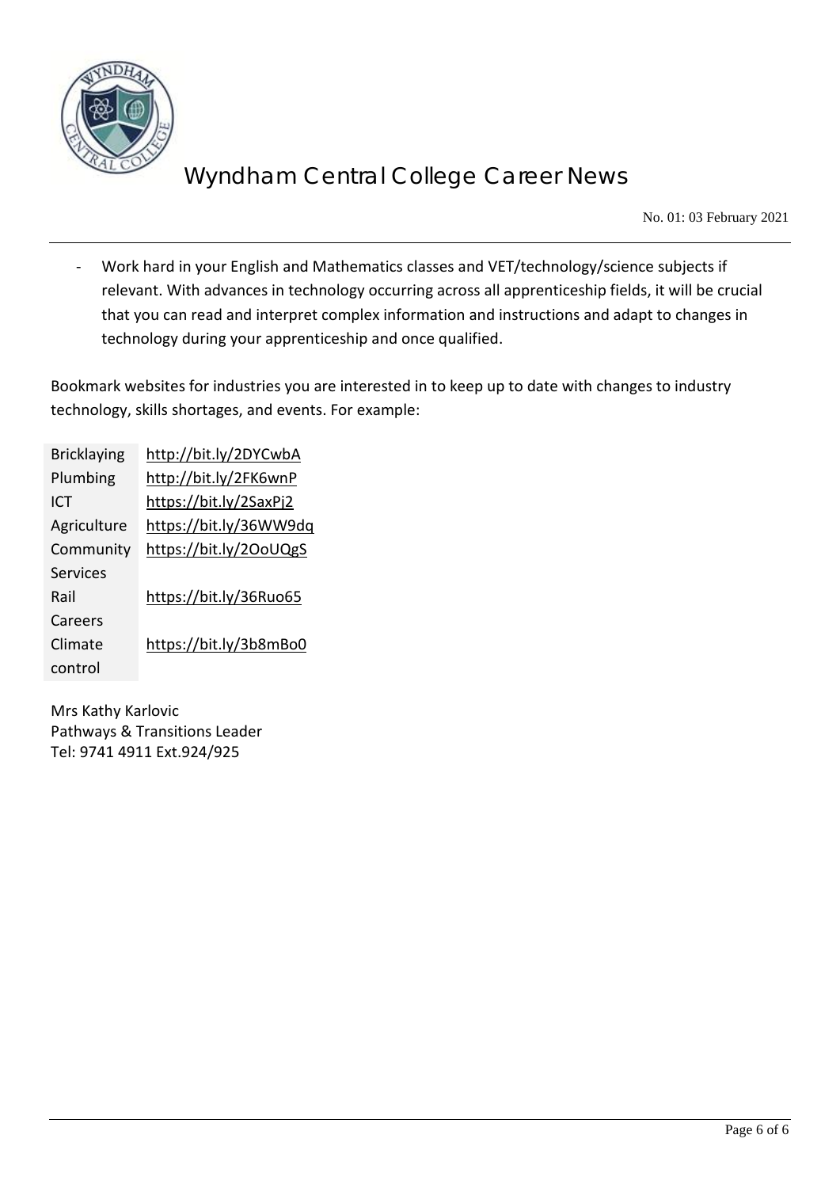- Work hard in your English and Mathematics classes and VET/technology/science subjects if relevant. With advances in technology occurring across all apprenticeship fields, it will be crucial that you can read and interpret complex information and instructions and adapt to changes in technology during your apprenticeship and once qualified.

Bookmark websites for industries you are interested in to keep up to date with changes to industry technology, skills shortages, and events. For example:

| | |
|---|---|
| Bricklaying | http://bit.ly/2DYCwbA |
| Plumbing | http://bit.ly/2FK6wnP |
| ICT | https://bit.ly/2SaxPj2 |
| Agriculture | https://bit.ly/36WW9dq |
| Community Services | https://bit.ly/2OoUQgS |
| Rail Careers | https://bit.ly/36Ruo65 |
| Climate control | https://bit.ly/3b8mBo0 |

Mrs Kathy Karlovic
Pathways & Transitions Leader
Tel: 9741 4911 Ext.924/925